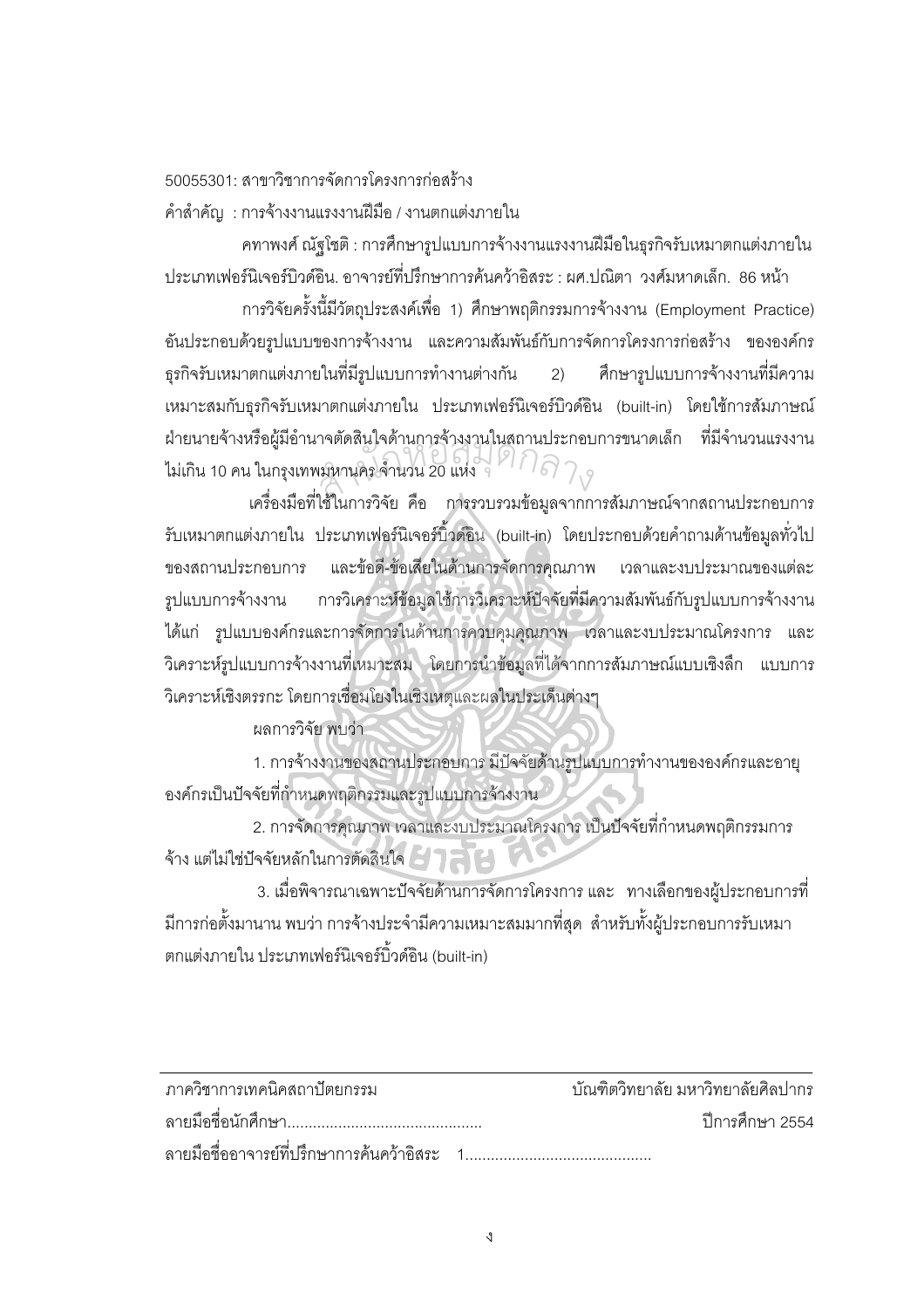50055301: สาขาวิชาการจัดการโครงการก่อสร้าง

คำสำคัญ : การจ้างงานแรงงานฝีมือ / งานตกแต่งภายใน

คทาพงศ์ ณัฐโชติ : การศึกษารูปแบบการจ้างงานแรงงานฝีมือในธุรกิจรับเหมาตกแต่งภายในประเภทเฟอร์นิเจอร์บิวด์อิน. อาจารย์ที่ปรึกษาการค้นคว้าอิสระ : ผศ.ปณิตา วงศ์มหาดเล็ก. 86 หน้า

การวิจัยครั้งนี้มีวัตถุประสงค์เพื่อ 1) ศึกษาพฤติกรรมการจ้างงาน (Employment Practice) อันประกอบด้วยรูปแบบของการจ้างงาน และความสัมพันธ์กับการจัดการโครงการก่อสร้าง ขององค์กรธุรกิจรับเหมาตกแต่งภายในที่มีรูปแบบการทำงานต่างกัน 2) ศึกษารูปแบบการจ้างงานที่มีความเหมาะสมกับธุรกิจรับเหมาตกแต่งภายใน ประเภทเฟอร์นิเจอร์บิวด์อิน (built-in) โดยใช้การสัมภาษณ์ฝ่ายนายจ้างหรือผู้มีอำนาจตัดสินใจด้านการจ้างงานในสถานประกอบการขนาดเล็ก ที่มีจำนวนแรงงานไม่เกิน 10 คน ในกรุงเทพมหานคร จำนวน 20 แห่ง

เครื่องมือที่ใช้ในการวิจัย คือ การรวบรวมข้อมูลจากการสัมภาษณ์จากสถานประกอบการรับเหมาตกแต่งภายใน ประเภทเฟอร์นิเจอร์บิ้วด์อิน (built-in) โดยประกอบด้วยคำถามด้านข้อมูลทั่วไปของสถานประกอบการ และข้อดี-ข้อเสียในด้านการจัดการคุณภาพ เวลาและงบประมาณของแต่ละรูปแบบการจ้างงาน การวิเคราะห์ข้อมูลใช้การวิเคราะห์ปัจจัยที่มีความสัมพันธ์กับรูปแบบการจ้างงาน ได้แก่ รูปแบบองค์กรและการจัดการในด้านการควบคุมคุณภาพ เวลาและงบประมาณโครงการ และวิเคราะห์รูปแบบการจ้างงานที่เหมาะสม โดยการนำข้อมูลที่ได้จากการสัมภาษณ์แบบเชิงลึก แบบการวิเคราะห์เชิงตรรกะ โดยการเชื่อมโยงในเชิงเหตุและผลในประเด็นต่างๆ

ผลการวิจัย พบว่า

1. การจ้างงานของสถานประกอบการ มีปัจจัยด้านรูปแบบการทำงานขององค์กรและอายุองค์กรเป็นปัจจัยที่กำหนดพฤติกรรมและรูปแบบการจ้างงาน

2. การจัดการคุณภาพ เวลาและงบประมาณโครงการ เป็นปัจจัยที่กำหนดพฤติกรรมการจ้าง แต่ไม่ใช่ปัจจัยหลักในการตัดสินใจ

3. เมื่อพิจารณาเฉพาะปัจจัยด้านการจัดการโครงการ และ ทางเลือกของผู้ประกอบการที่มีการก่อตั้งมานาน พบว่า การจ้างประจำมีความเหมาะสมมากที่สุด สำหรับทั้งผู้ประกอบการรับเหมาตกแต่งภายใน ประเภทเฟอร์นิเจอร์บิ้วด์อิน (built-in)

---

ภาควิชาการเทคนิคสถาปัตยกรรม บัณฑิตวิทยาลัย มหาวิทยาลัยศิลปากร ปีการศึกษา 2554

ลายมือชื่อนักศึกษา........................................

ลายมือชื่ออาจารย์ที่ปรึกษาการค้นคว้าอิสระ 1........................................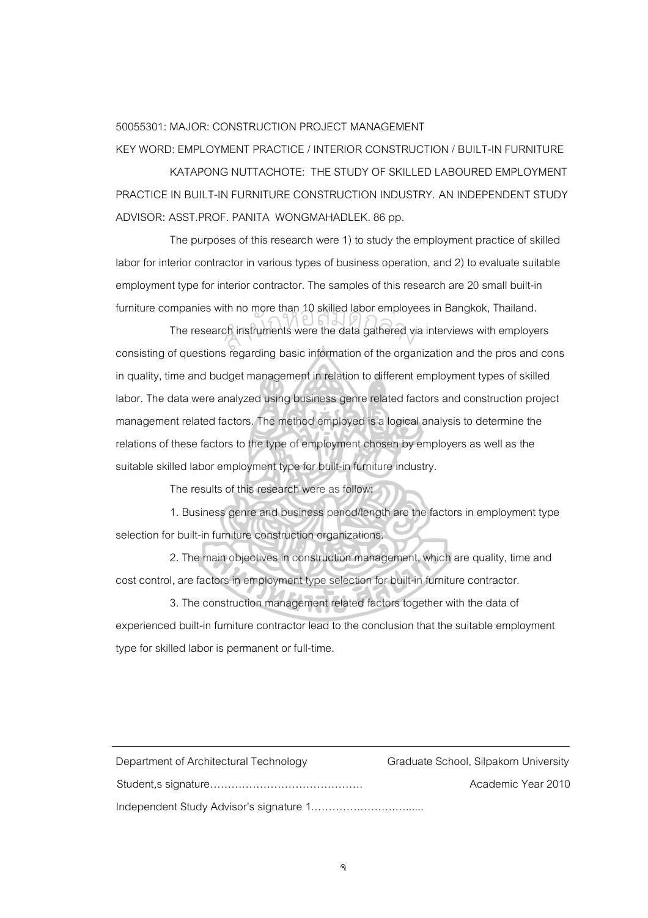50055301: MAJOR: CONSTRUCTION PROJECT MANAGEMENT

KEY WORD: EMPLOYMENT PRACTICE / INTERIOR CONSTRUCTION / BUILT-IN FURNITURE

KATAPONG NUTTACHOTE: THE STUDY OF SKILLED LABOURED EMPLOYMENT PRACTICE IN BUILT-IN FURNITURE CONSTRUCTION INDUSTRY. AN INDEPENDENT STUDY ADVISOR: ASST.PROF. PANITA WONGMAHADLEK. 86 pp.

The purposes of this research were 1) to study the employment practice of skilled labor for interior contractor in various types of business operation, and 2) to evaluate suitable employment type for interior contractor. The samples of this research are 20 small built-in furniture companies with no more than 10 skilled labor employees in Bangkok, Thailand.

The research instruments were the data gathered via interviews with employers consisting of questions regarding basic information of the organization and the pros and cons in quality, time and budget management in relation to different employment types of skilled labor. The data were analyzed using business genre related factors and construction project management related factors. The method employed is a logical analysis to determine the relations of these factors to the type of employment chosen by employers as well as the suitable skilled labor employment type for built-in furniture industry.

The results of this research were as follow:

1. Business genre and business period/length are the factors in employment type selection for built-in furniture construction organizations.

2. The main objectives in construction management, which are quality, time and cost control, are factors in employment type selection for built-in furniture contractor.

3. The construction management related factors together with the data of experienced built-in furniture contractor lead to the conclusion that the suitable employment type for skilled labor is permanent or full-time.

---

Department of Architectural Technology | Graduate School, Silpakorn University

Student,s signature……………………………………. | Academic Year 2010

Independent Study Advisor's signature 1…………………………......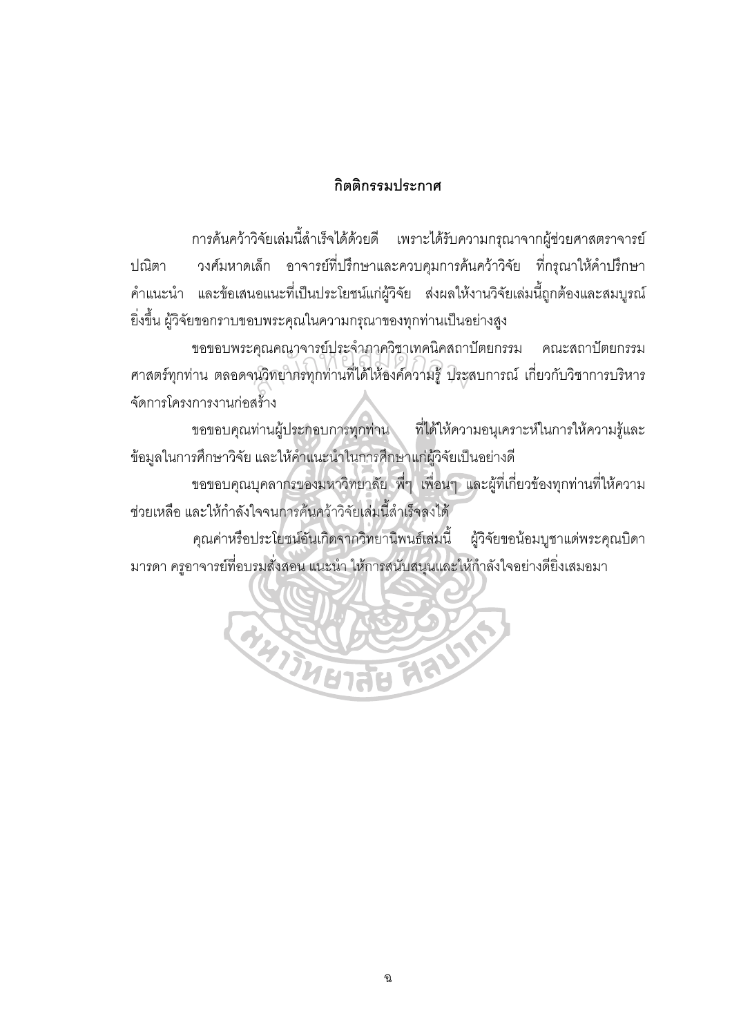# กิตติกรรมประกาศ

การค้นคว้าวิจัยเล่มนี้สำเร็จได้ด้วยดี เพราะได้รับความกรุณาจากผู้ช่วยศาสตราจารย์ปณิตา วงศ์มหาดเล็ก อาจารย์ที่ปรึกษาและควบคุมการค้นคว้าวิจัย ที่กรุณาให้คำปรึกษา คำแนะนำ และข้อเสนอแนะที่เป็นประโยชน์แก่ผู้วิจัย ส่งผลให้งานวิจัยเล่มนี้ถูกต้องและสมบูรณ์ยิ่งขึ้น ผู้วิจัยขอกราบขอบพระคุณในความกรุณาของทุกท่านเป็นอย่างสูง

ขอขอบพระคุณคณาจารย์ประจำภาควิชาเทคนิคสถาปัตยกรรม คณะสถาปัตยกรรมศาสตร์ทุกท่าน ตลอดจนวิทยากรทุกท่านที่ได้ให้องค์ความรู้ ประสบการณ์ เกี่ยวกับวิชาการบริหารจัดการโครงการงานก่อสร้าง

ขอขอบคุณท่านผู้ประกอบการทุกท่าน ที่ได้ให้ความอนุเคราะห์ในการให้ความรู้และข้อมูลในการศึกษาวิจัย และให้คำแนะนำในการศึกษาแก่ผู้วิจัยเป็นอย่างดี

ขอขอบคุณบุคลากรของมหาวิทยาลัย พี่ๆ เพื่อนๆ และผู้ที่เกี่ยวข้องทุกท่านที่ให้ความช่วยเหลือ และให้กำลังใจจนการค้นคว้าวิจัยเล่มนี้สำเร็จลงได้

คุณค่าหรือประโยชน์อันเกิดจากวิทยานิพนธ์เล่มนี้ ผู้วิจัยขอน้อมบูชาแด่พระคุณบิดามารดา ครูอาจารย์ที่อบรมสั่งสอน แนะนำ ให้การสนับสนุนและให้กำลังใจอย่างดียิ่งเสมอมา